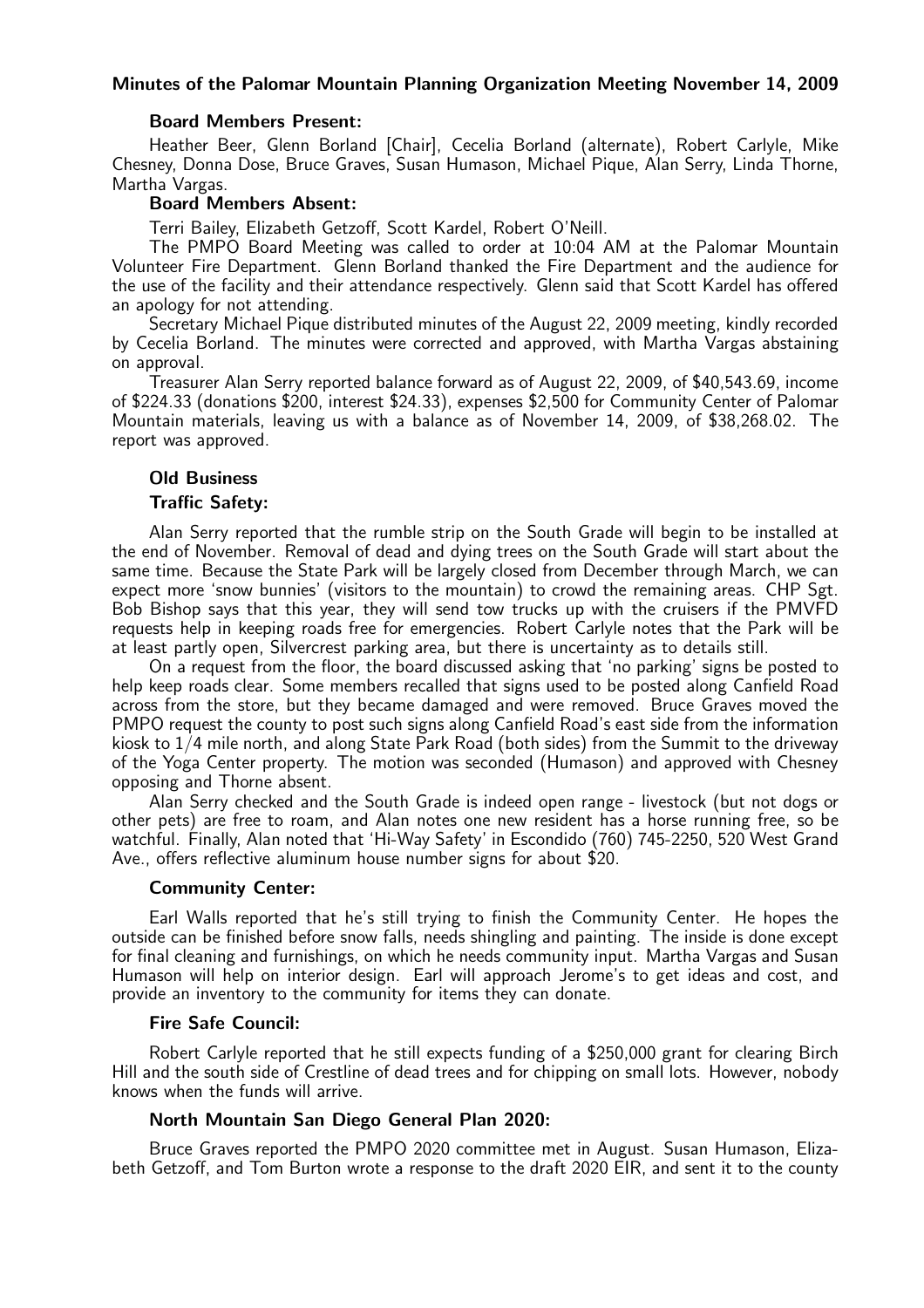# Minutes of the Palomar Mountain Planning Organization Meeting November 14, 2009

### Board Members Present:

Heather Beer, Glenn Borland [Chair], Cecelia Borland (alternate), Robert Carlyle, Mike Chesney, Donna Dose, Bruce Graves, Susan Humason, Michael Pique, Alan Serry, Linda Thorne, Martha Vargas.

### Board Members Absent:

Terri Bailey, Elizabeth Getzoff, Scott Kardel, Robert O'Neill.

The PMPO Board Meeting was called to order at 10:04 AM at the Palomar Mountain Volunteer Fire Department. Glenn Borland thanked the Fire Department and the audience for the use of the facility and their attendance respectively. Glenn said that Scott Kardel has offered an apology for not attending.

Secretary Michael Pique distributed minutes of the August 22, 2009 meeting, kindly recorded by Cecelia Borland. The minutes were corrected and approved, with Martha Vargas abstaining on approval.

Treasurer Alan Serry reported balance forward as of August 22, 2009, of $40,543.69, income of $224.33 (donations $200, interest $24.33), expenses $2,500 for Community Center of Palomar Mountain materials, leaving us with a balance as of November 14, 2009, of $38,268.02. The report was approved.

### Old Business

### Traffic Safety:

Alan Serry reported that the rumble strip on the South Grade will begin to be installed at the end of November. Removal of dead and dying trees on the South Grade will start about the same time. Because the State Park will be largely closed from December through March, we can expect more 'snow bunnies' (visitors to the mountain) to crowd the remaining areas. CHP Sgt. Bob Bishop says that this year, they will send tow trucks up with the cruisers if the PMVFD requests help in keeping roads free for emergencies. Robert Carlyle notes that the Park will be at least partly open, Silvercrest parking area, but there is uncertainty as to details still.

On a request from the floor, the board discussed asking that 'no parking' signs be posted to help keep roads clear. Some members recalled that signs used to be posted along Canfield Road across from the store, but they became damaged and were removed. Bruce Graves moved the PMPO request the county to post such signs along Canfield Road's east side from the information kiosk to 1/4 mile north, and along State Park Road (both sides) from the Summit to the driveway of the Yoga Center property. The motion was seconded (Humason) and approved with Chesney opposing and Thorne absent.

Alan Serry checked and the South Grade is indeed open range - livestock (but not dogs or other pets) are free to roam, and Alan notes one new resident has a horse running free, so be watchful. Finally, Alan noted that 'Hi-Way Safety' in Escondido (760) 745-2250, 520 West Grand Ave., offers reflective aluminum house number signs for about $20.

### Community Center:

Earl Walls reported that he's still trying to finish the Community Center. He hopes the outside can be finished before snow falls, needs shingling and painting. The inside is done except for final cleaning and furnishings, on which he needs community input. Martha Vargas and Susan Humason will help on interior design. Earl will approach Jerome's to get ideas and cost, and provide an inventory to the community for items they can donate.

### Fire Safe Council:

Robert Carlyle reported that he still expects funding of a $250,000 grant for clearing Birch Hill and the south side of Crestline of dead trees and for chipping on small lots. However, nobody knows when the funds will arrive.

### North Mountain San Diego General Plan 2020:

Bruce Graves reported the PMPO 2020 committee met in August. Susan Humason, Elizabeth Getzoff, and Tom Burton wrote a response to the draft 2020 EIR, and sent it to the county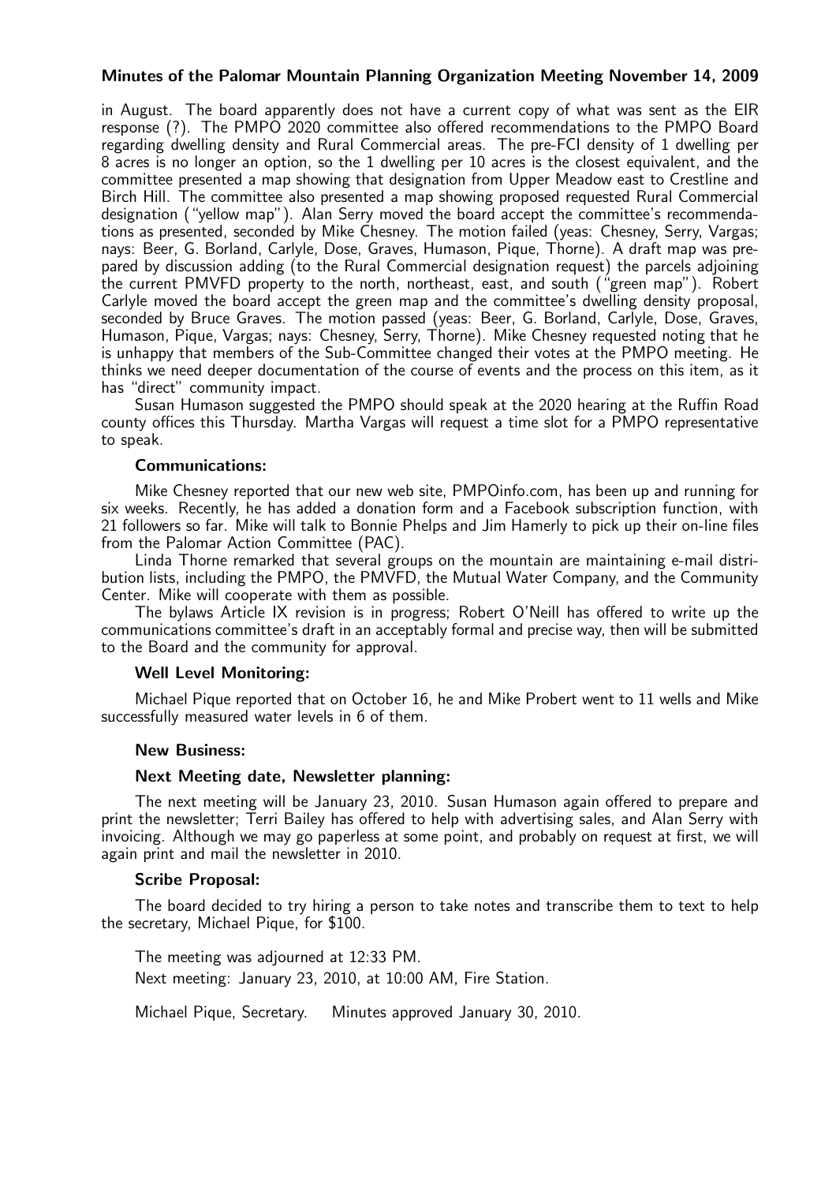in August. The board apparently does not have a current copy of what was sent as the EIR response (?). The PMPO 2020 committee also offered recommendations to the PMPO Board regarding dwelling density and Rural Commercial areas. The pre-FCI density of 1 dwelling per 8 acres is no longer an option, so the 1 dwelling per 10 acres is the closest equivalent, and the committee presented a map showing that designation from Upper Meadow east to Crestline and Birch Hill. The committee also presented a map showing proposed requested Rural Commercial designation ("yellow map"). Alan Serry moved the board accept the committee's recommendations as presented, seconded by Mike Chesney. The motion failed (yeas: Chesney, Serry, Vargas; nays: Beer, G. Borland, Carlyle, Dose, Graves, Humason, Pique, Thorne). A draft map was prepared by discussion adding (to the Rural Commercial designation request) the parcels adjoining the current PMVFD property to the north, northeast, east, and south ("green map"). Robert Carlyle moved the board accept the green map and the committee's dwelling density proposal, seconded by Bruce Graves. The motion passed (yeas: Beer, G. Borland, Carlyle, Dose, Graves, Humason, Pique, Vargas; nays: Chesney, Serry, Thorne). Mike Chesney requested noting that he is unhappy that members of the Sub-Committee changed their votes at the PMPO meeting. He thinks we need deeper documentation of the course of events and the process on this item, as it has "direct" community impact.

Susan Humason suggested the PMPO should speak at the 2020 hearing at the Ruffin Road county offices this Thursday. Martha Vargas will request a time slot for a PMPO representative to speak.

### Communications:

Mike Chesney reported that our new web site, PMPOinfo.com, has been up and running for six weeks. Recently, he has added a donation form and a Facebook subscription function, with 21 followers so far. Mike will talk to Bonnie Phelps and Jim Hamerly to pick up their on-line files from the Palomar Action Committee (PAC).

Linda Thorne remarked that several groups on the mountain are maintaining e-mail distribution lists, including the PMPO, the PMVFD, the Mutual Water Company, and the Community Center. Mike will cooperate with them as possible.

The bylaws Article IX revision is in progress; Robert O'Neill has offered to write up the communications committee's draft in an acceptably formal and precise way, then will be submitted to the Board and the community for approval.

### Well Level Monitoring:

Michael Pique reported that on October 16, he and Mike Probert went to 11 wells and Mike successfully measured water levels in 6 of them.

### New Business:

### Next Meeting date, Newsletter planning:

The next meeting will be January 23, 2010. Susan Humason again offered to prepare and print the newsletter; Terri Bailey has offered to help with advertising sales, and Alan Serry with invoicing. Although we may go paperless at some point, and probably on request at first, we will again print and mail the newsletter in 2010.

### Scribe Proposal:

The board decided to try hiring a person to take notes and transcribe them to text to help the secretary, Michael Pique, for $100.

The meeting was adjourned at 12:33 PM.

Next meeting: January 23, 2010, at 10:00 AM, Fire Station.

Michael Pique, Secretary. Minutes approved January 30, 2010.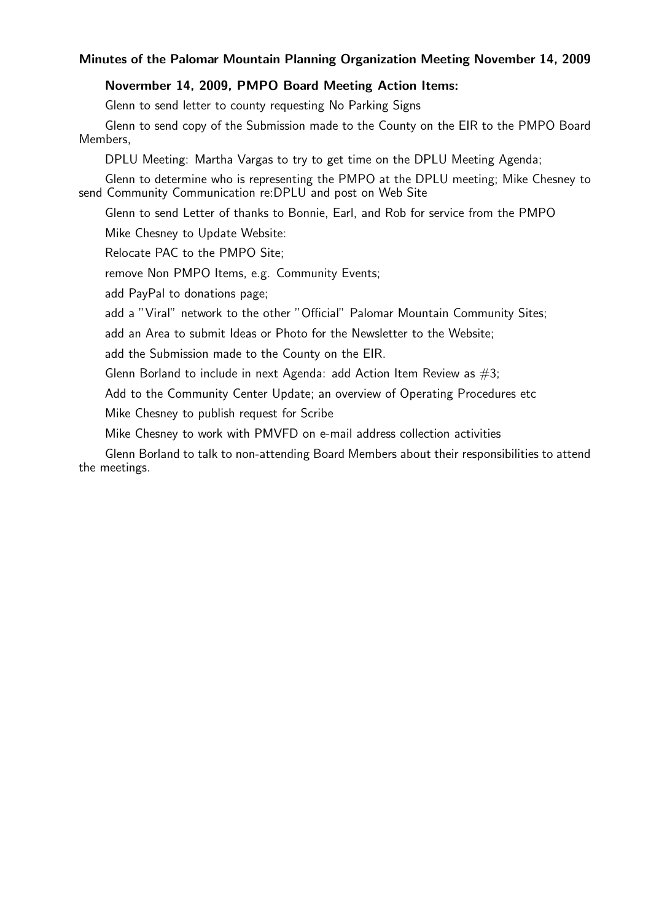**Minutes of the Palomar Mountain Planning Organization Meeting November 14, 2009**

**Novermber 14, 2009, PMPO Board Meeting Action Items:**

Glenn to send letter to county requesting No Parking Signs

Glenn to send copy of the Submission made to the County on the EIR to the PMPO Board Members,

DPLU Meeting: Martha Vargas to try to get time on the DPLU Meeting Agenda;

Glenn to determine who is representing the PMPO at the DPLU meeting; Mike Chesney to send Community Communication re:DPLU and post on Web Site

Glenn to send Letter of thanks to Bonnie, Earl, and Rob for service from the PMPO

Mike Chesney to Update Website:

Relocate PAC to the PMPO Site;

remove Non PMPO Items, e.g. Community Events;

add PayPal to donations page;

add a "Viral" network to the other "Official" Palomar Mountain Community Sites;

add an Area to submit Ideas or Photo for the Newsletter to the Website;

add the Submission made to the County on the EIR.

Glenn Borland to include in next Agenda: add Action Item Review as #3;

Add to the Community Center Update; an overview of Operating Procedures etc

Mike Chesney to publish request for Scribe

Mike Chesney to work with PMVFD on e-mail address collection activities

Glenn Borland to talk to non-attending Board Members about their responsibilities to attend the meetings.